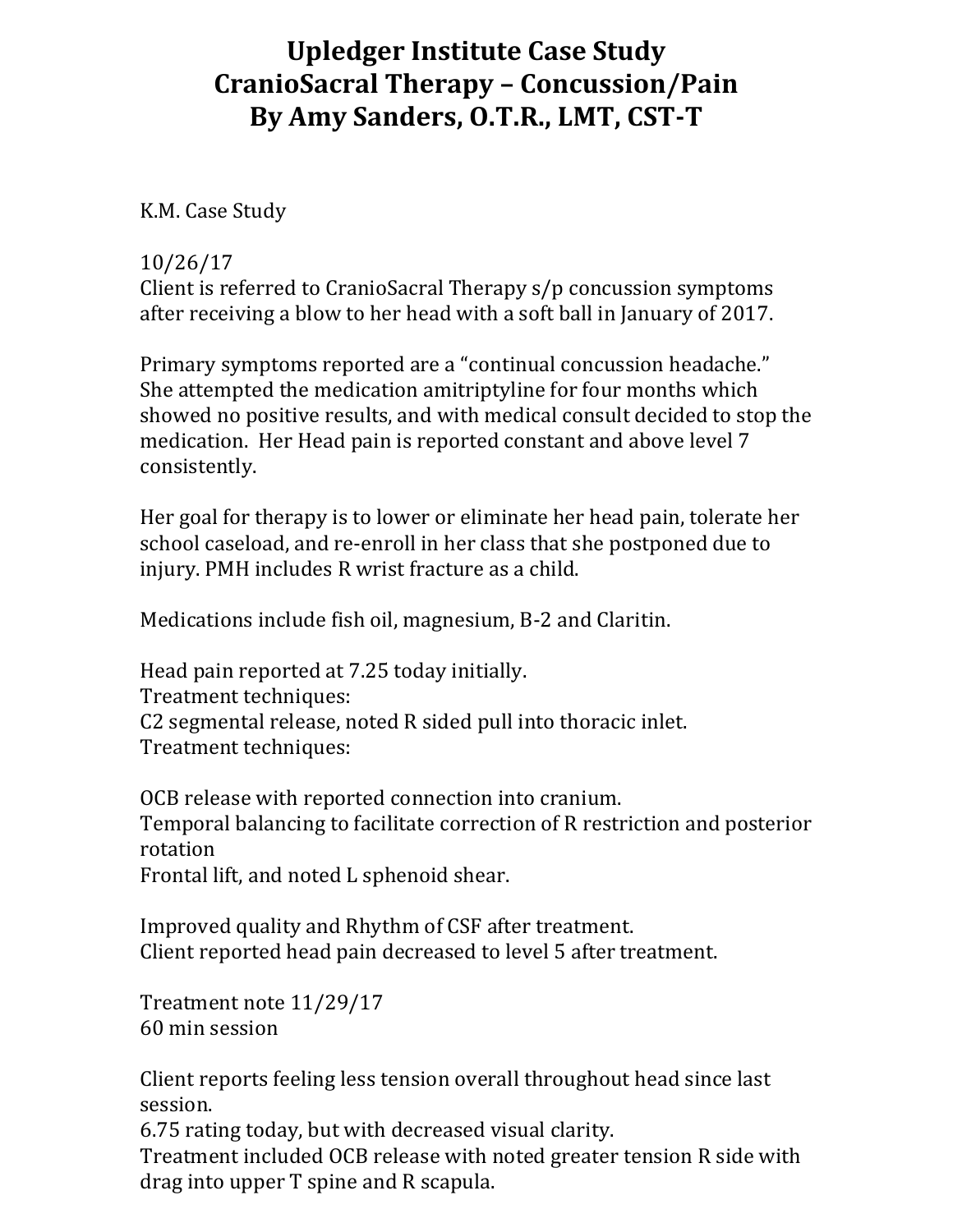# Upledger Institute Case Study
# CranioSacral Therapy – Concussion/Pain
# By Amy Sanders, O.T.R., LMT, CST-T

K.M. Case Study

10/26/17
Client is referred to CranioSacral Therapy s/p concussion symptoms after receiving a blow to her head with a soft ball in January of 2017.

Primary symptoms reported are a "continual concussion headache." She attempted the medication amitriptyline for four months which showed no positive results, and with medical consult decided to stop the medication. Her Head pain is reported constant and above level 7 consistently.

Her goal for therapy is to lower or eliminate her head pain, tolerate her school caseload, and re-enroll in her class that she postponed due to injury. PMH includes R wrist fracture as a child.

Medications include fish oil, magnesium, B-2 and Claritin.

Head pain reported at 7.25 today initially.
Treatment techniques:
C2 segmental release, noted R sided pull into thoracic inlet.
Treatment techniques:

OCB release with reported connection into cranium.
Temporal balancing to facilitate correction of R restriction and posterior rotation
Frontal lift, and noted L sphenoid shear.

Improved quality and Rhythm of CSF after treatment.
Client reported head pain decreased to level 5 after treatment.

Treatment note 11/29/17
60 min session

Client reports feeling less tension overall throughout head since last session.
6.75 rating today, but with decreased visual clarity.
Treatment included OCB release with noted greater tension R side with drag into upper T spine and R scapula.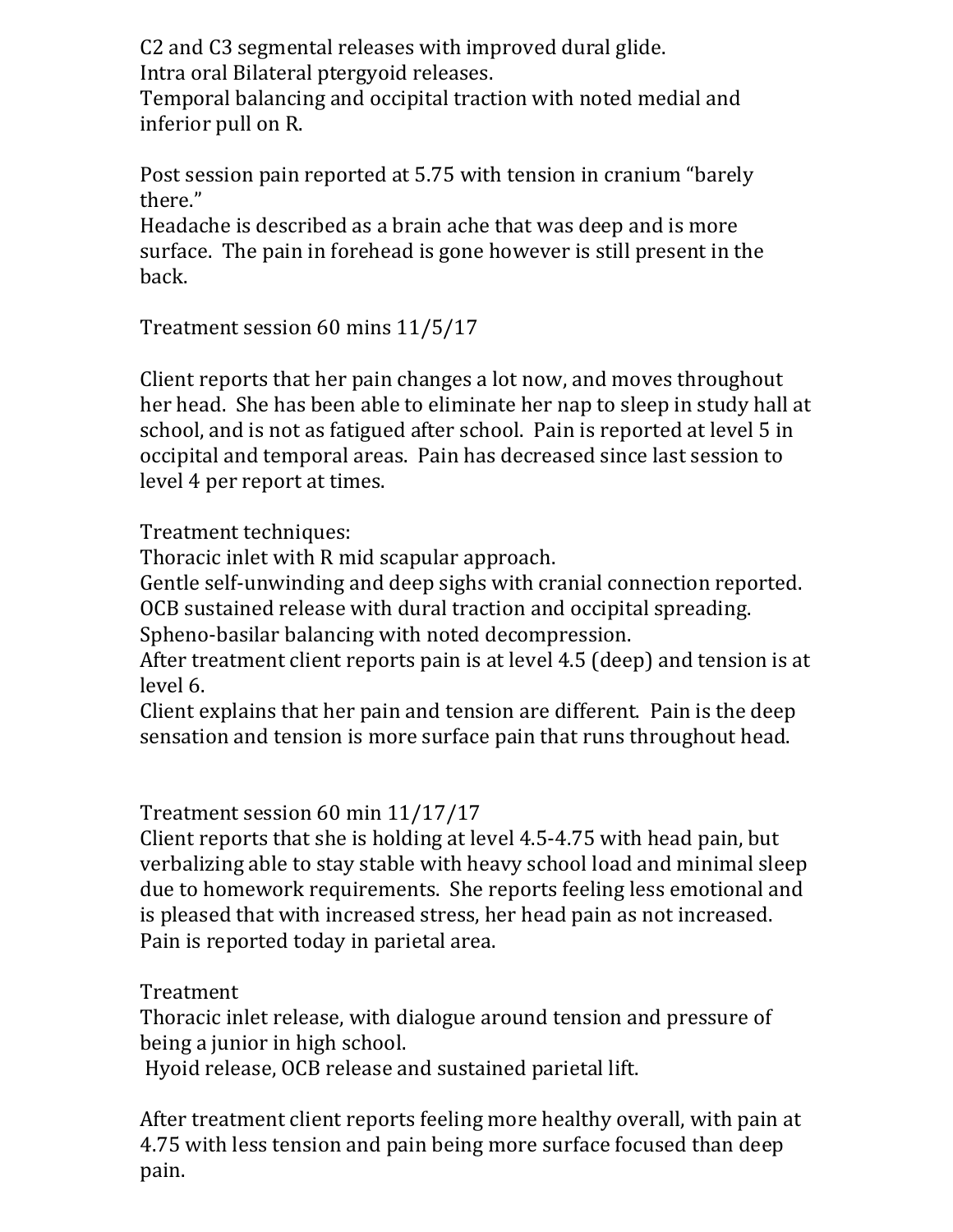C2 and C3 segmental releases with improved dural glide.
Intra oral Bilateral ptergyoid releases.
Temporal balancing and occipital traction with noted medial and inferior pull on R.

Post session pain reported at 5.75 with tension in cranium "barely there."
Headache is described as a brain ache that was deep and is more surface. The pain in forehead is gone however is still present in the back.

Treatment session 60 mins 11/5/17

Client reports that her pain changes a lot now, and moves throughout her head. She has been able to eliminate her nap to sleep in study hall at school, and is not as fatigued after school. Pain is reported at level 5 in occipital and temporal areas. Pain has decreased since last session to level 4 per report at times.

Treatment techniques:
Thoracic inlet with R mid scapular approach.
Gentle self-unwinding and deep sighs with cranial connection reported.
OCB sustained release with dural traction and occipital spreading.
Spheno-basilar balancing with noted decompression.
After treatment client reports pain is at level 4.5 (deep) and tension is at level 6.
Client explains that her pain and tension are different. Pain is the deep sensation and tension is more surface pain that runs throughout head.

Treatment session 60 min 11/17/17
Client reports that she is holding at level 4.5-4.75 with head pain, but verbalizing able to stay stable with heavy school load and minimal sleep due to homework requirements. She reports feeling less emotional and is pleased that with increased stress, her head pain as not increased. Pain is reported today in parietal area.

Treatment
Thoracic inlet release, with dialogue around tension and pressure of being a junior in high school.
Hyoid release, OCB release and sustained parietal lift.

After treatment client reports feeling more healthy overall, with pain at 4.75 with less tension and pain being more surface focused than deep pain.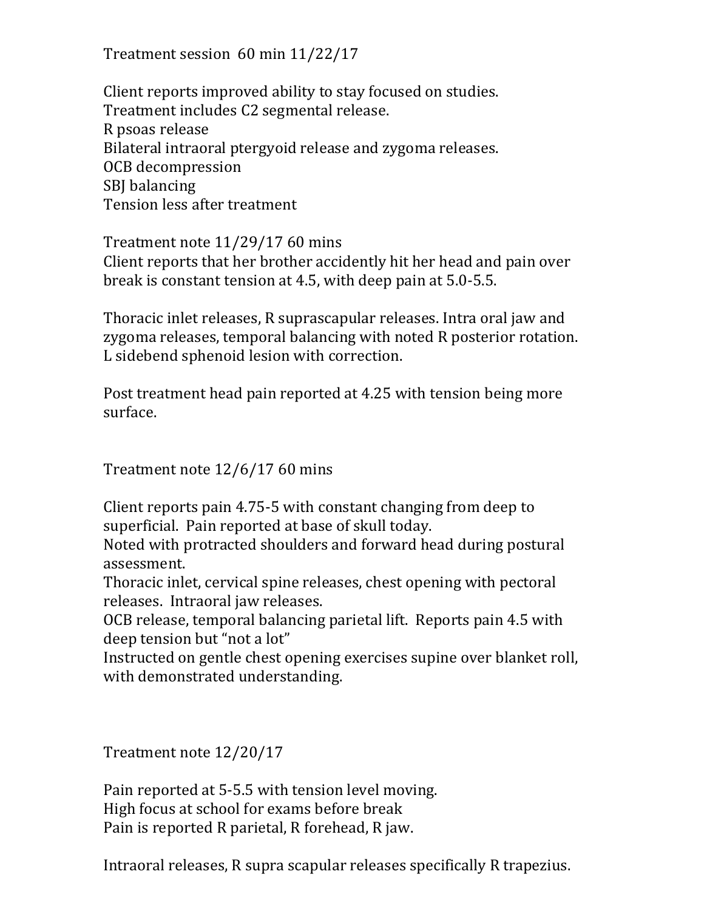Treatment session 60 min 11/22/17

Client reports improved ability to stay focused on studies.
Treatment includes C2 segmental release.
R psoas release
Bilateral intraoral ptergyoid release and zygoma releases.
OCB decompression
SBJ balancing
Tension less after treatment

Treatment note 11/29/17 60 mins
Client reports that her brother accidently hit her head and pain over break is constant tension at 4.5, with deep pain at 5.0-5.5.

Thoracic inlet releases, R suprascapular releases. Intra oral jaw and zygoma releases, temporal balancing with noted R posterior rotation. L sidebend sphenoid lesion with correction.

Post treatment head pain reported at 4.25 with tension being more surface.

Treatment note 12/6/17 60 mins

Client reports pain 4.75-5 with constant changing from deep to superficial. Pain reported at base of skull today.
Noted with protracted shoulders and forward head during postural assessment.
Thoracic inlet, cervical spine releases, chest opening with pectoral releases. Intraoral jaw releases.
OCB release, temporal balancing parietal lift. Reports pain 4.5 with deep tension but "not a lot"
Instructed on gentle chest opening exercises supine over blanket roll, with demonstrated understanding.

Treatment note 12/20/17

Pain reported at 5-5.5 with tension level moving.
High focus at school for exams before break
Pain is reported R parietal, R forehead, R jaw.

Intraoral releases, R supra scapular releases specifically R trapezius.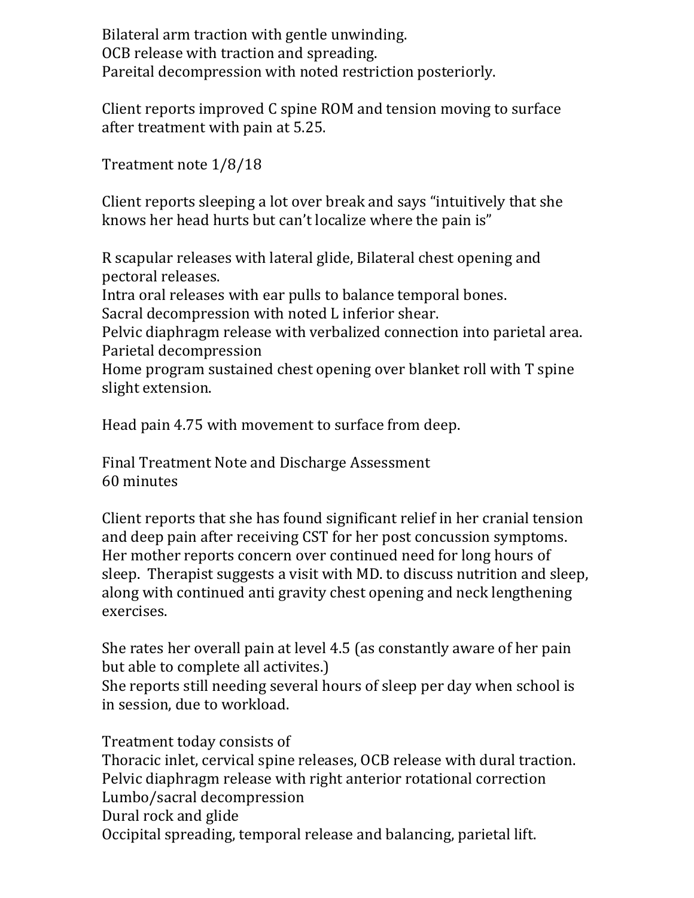Bilateral arm traction with gentle unwinding.
OCB release with traction and spreading.
Pareital decompression with noted restriction posteriorly.

Client reports improved C spine ROM and tension moving to surface after treatment with pain at 5.25.

Treatment note 1/8/18

Client reports sleeping a lot over break and says "intuitively that she knows her head hurts but can't localize where the pain is"

R scapular releases with lateral glide, Bilateral chest opening and pectoral releases.
Intra oral releases with ear pulls to balance temporal bones.
Sacral decompression with noted L inferior shear.
Pelvic diaphragm release with verbalized connection into parietal area.
Parietal decompression
Home program sustained chest opening over blanket roll with T spine slight extension.

Head pain 4.75 with movement to surface from deep.

Final Treatment Note and Discharge Assessment
60 minutes

Client reports that she has found significant relief in her cranial tension and deep pain after receiving CST for her post concussion symptoms. Her mother reports concern over continued need for long hours of sleep. Therapist suggests a visit with MD. to discuss nutrition and sleep, along with continued anti gravity chest opening and neck lengthening exercises.

She rates her overall pain at level 4.5 (as constantly aware of her pain but able to complete all activites.)
She reports still needing several hours of sleep per day when school is in session, due to workload.

Treatment today consists of
Thoracic inlet, cervical spine releases, OCB release with dural traction.
Pelvic diaphragm release with right anterior rotational correction
Lumbo/sacral decompression
Dural rock and glide
Occipital spreading, temporal release and balancing, parietal lift.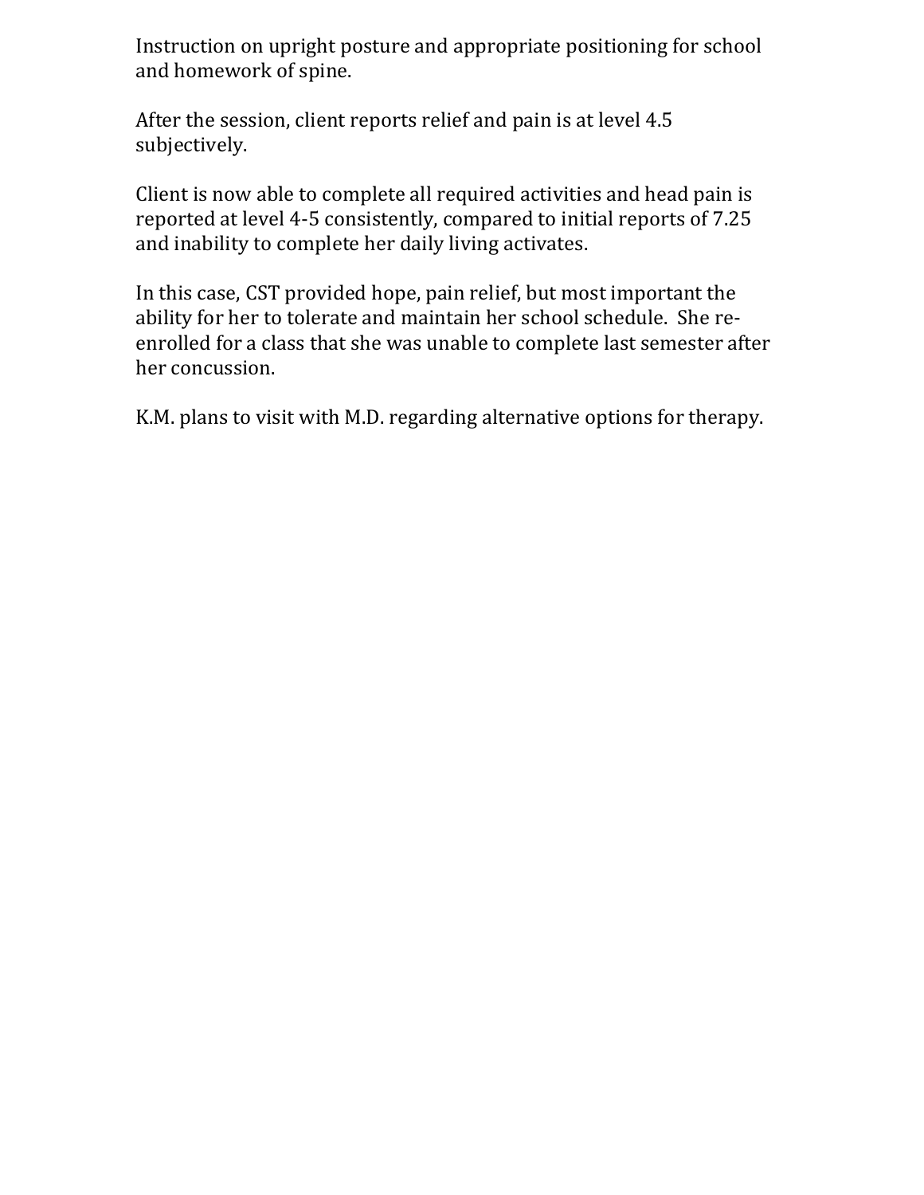Instruction on upright posture and appropriate positioning for school and homework of spine.

After the session, client reports relief and pain is at level 4.5 subjectively.

Client is now able to complete all required activities and head pain is reported at level 4-5 consistently, compared to initial reports of 7.25 and inability to complete her daily living activates.

In this case, CST provided hope, pain relief, but most important the ability for her to tolerate and maintain her school schedule. She re-enrolled for a class that she was unable to complete last semester after her concussion.

K.M. plans to visit with M.D. regarding alternative options for therapy.